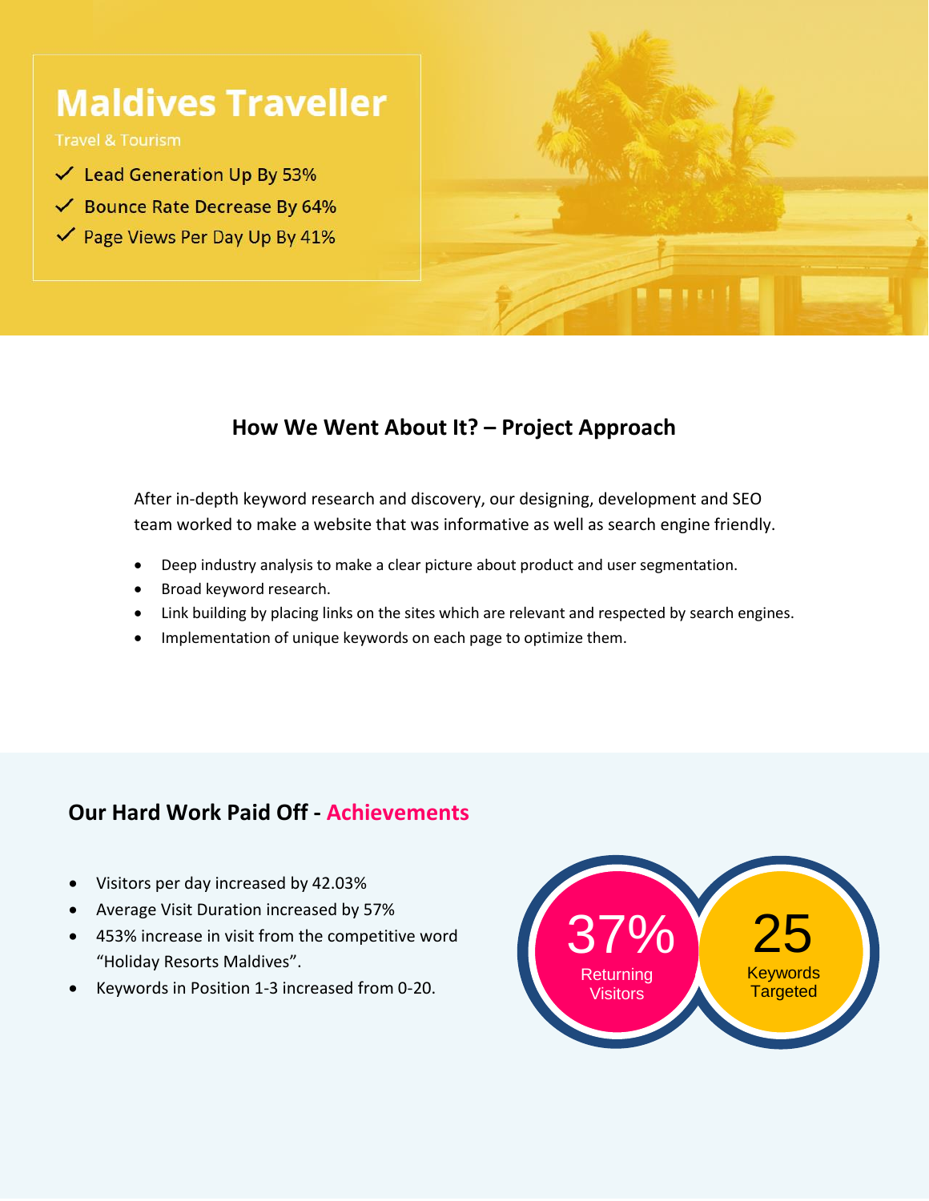# Maldives Traveller

Travel & Tourism

- ✓ Lead Generation Up By 53%
- ✓ Bounce Rate Decrease By 64%
- ✓ Page Views Per Day Up By 41%

## How We Went About It? – Project Approach

After in-depth keyword research and discovery, our designing, development and SEO team worked to make a website that was informative as well as search engine friendly.

- Deep industry analysis to make a clear picture about product and user segmentation.
- Broad keyword research.
- Link building by placing links on the sites which are relevant and respected by search engines.
- Implementation of unique keywords on each page to optimize them.

## Our Hard Work Paid Off - Achievements

- Visitors per day increased by 42.03%
- Average Visit Duration increased by 57%
- 453% increase in visit from the competitive word "Holiday Resorts Maldives".
- Keywords in Position 1-3 increased from 0-20.

**37%** Returning Visitors

**25** Keywords Targeted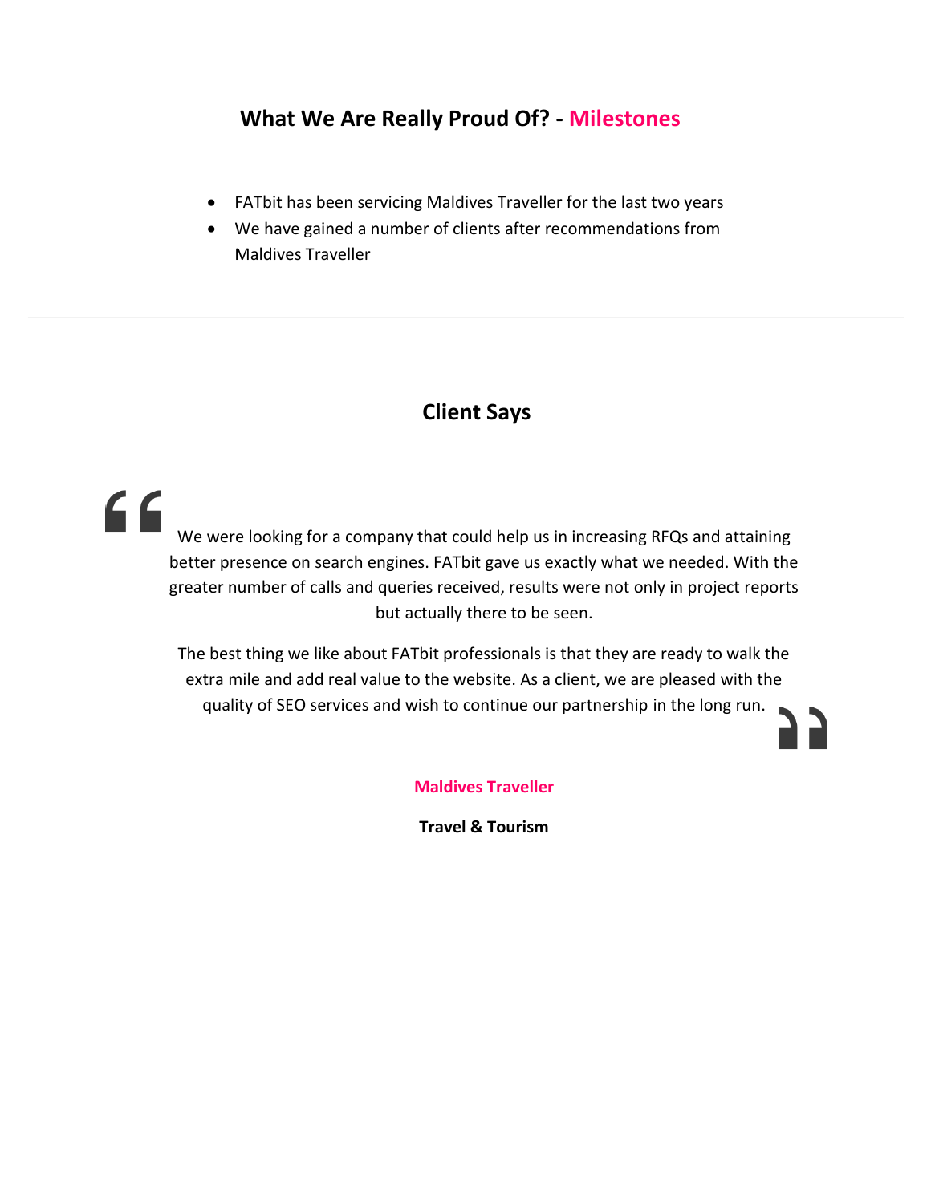## What We Are Really Proud Of? - Milestones

- FATbit has been servicing Maldives Traveller for the last two years
- We have gained a number of clients after recommendations from Maldives Traveller

---

## Client Says

"We were looking for a company that could help us in increasing RFQs and attaining better presence on search engines. FATbit gave us exactly what we needed. With the greater number of calls and queries received, results were not only in project reports but actually there to be seen.

The best thing we like about FATbit professionals is that they are ready to walk the extra mile and add real value to the website. As a client, we are pleased with the quality of SEO services and wish to continue our partnership in the long run."

**Maldives Traveller**

**Travel & Tourism**